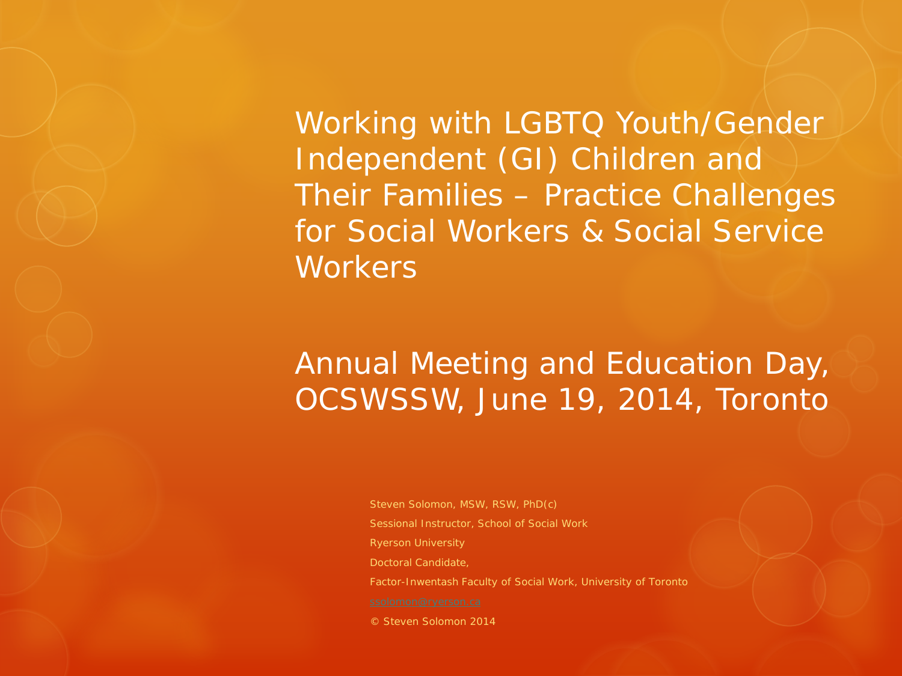# Working with LGBTQ Youth/Gender Independent (GI) Children and Their Families – Practice Challenges for Social Workers & Social Service Workers

## Annual Meeting and Education Day, OCSWSSW, June 19, 2014, Toronto

Steven Solomon, MSW, RSW, PhD(c)

Sessional Instructor, School of Social Work

Ryerson University

Doctoral Candidate,

Factor-Inwentash Faculty of Social Work, University of Toronto

ssolomon@ryerson.ca

© Steven Solomon 2014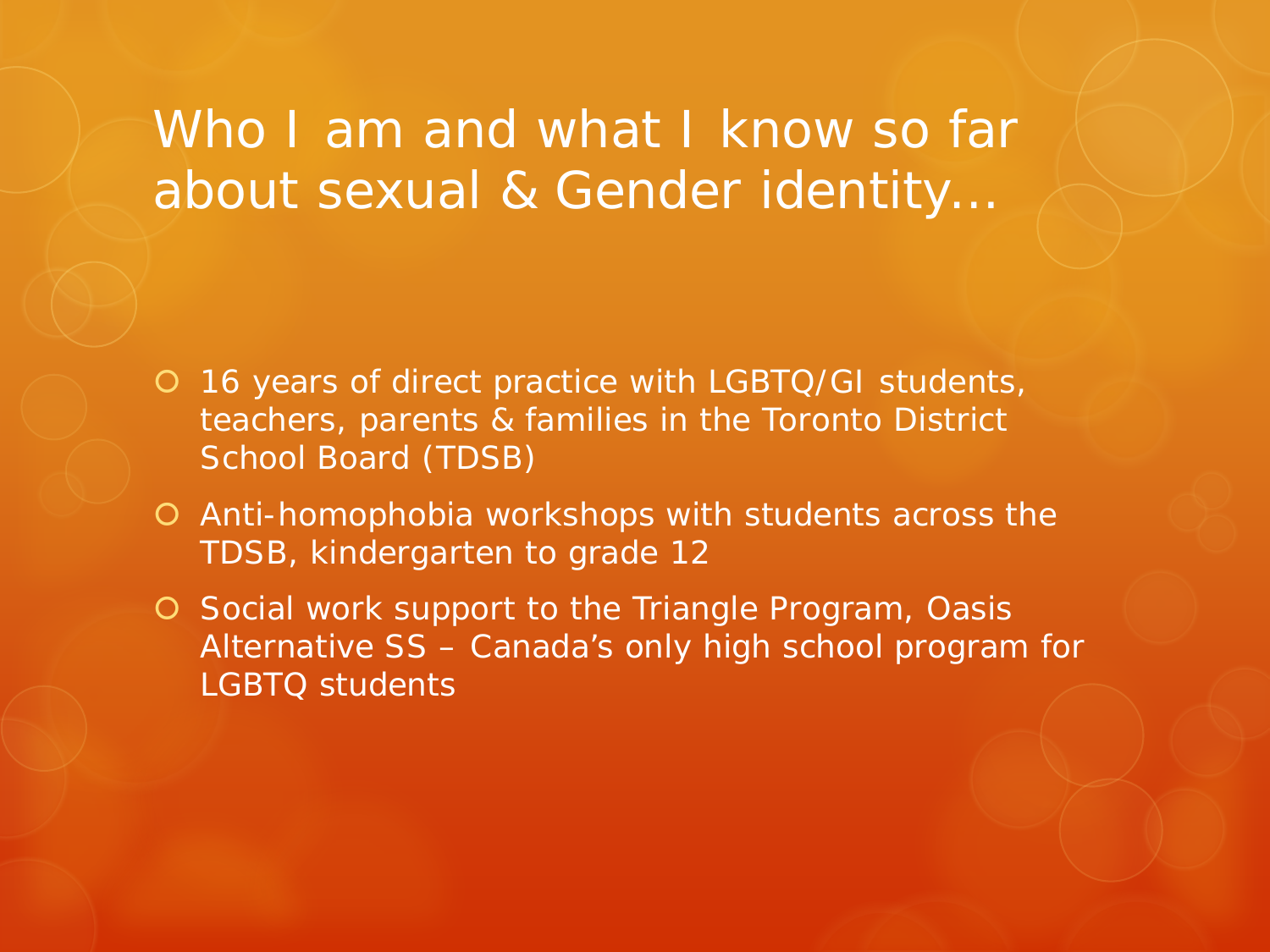# Who I am and what I know so far about sexual & Gender identity…

- 16 years of direct practice with LGBTQ/GI students, teachers, parents & families in the Toronto District School Board (TDSB)
- Anti-homophobia workshops with students across the TDSB, kindergarten to grade 12
- Social work support to the Triangle Program, Oasis Alternative SS – Canada's only high school program for LGBTQ students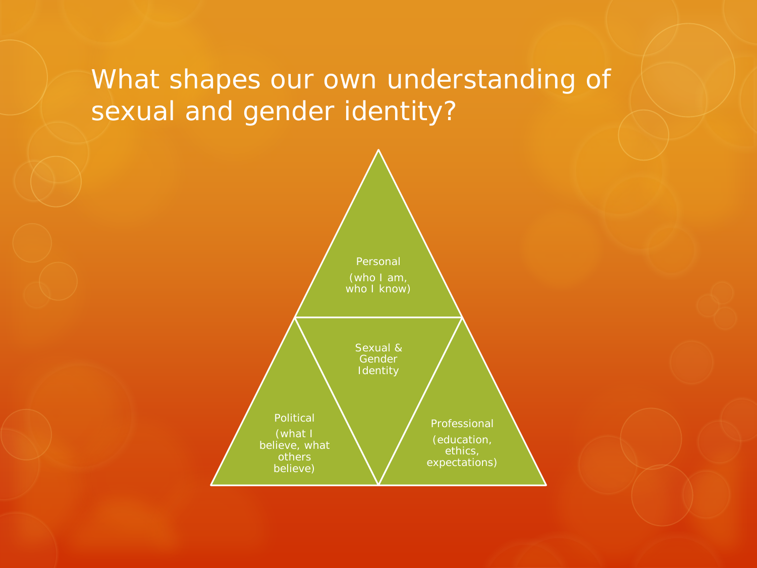# What shapes our own understanding of sexual and gender identity?

Personal
(who I am, who I know)

Sexual & Gender Identity

Political
(what I believe, what others believe)

Professional
(education, ethics, expectations)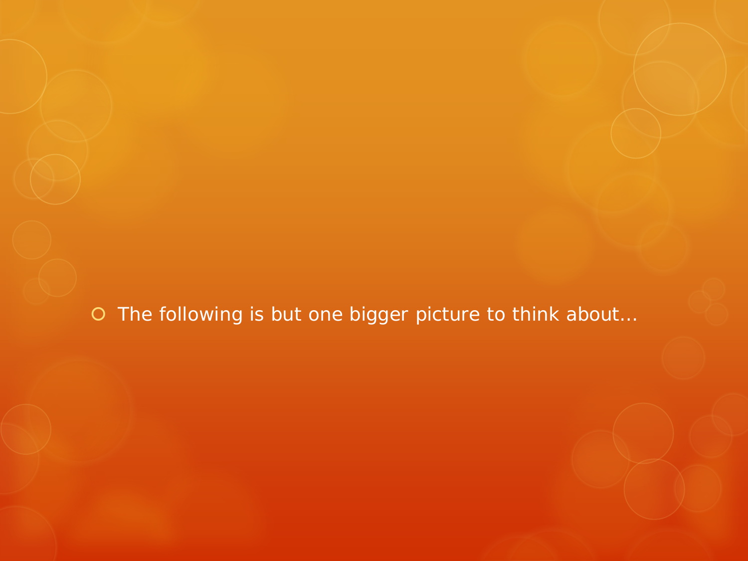- The following is but one bigger picture to think about…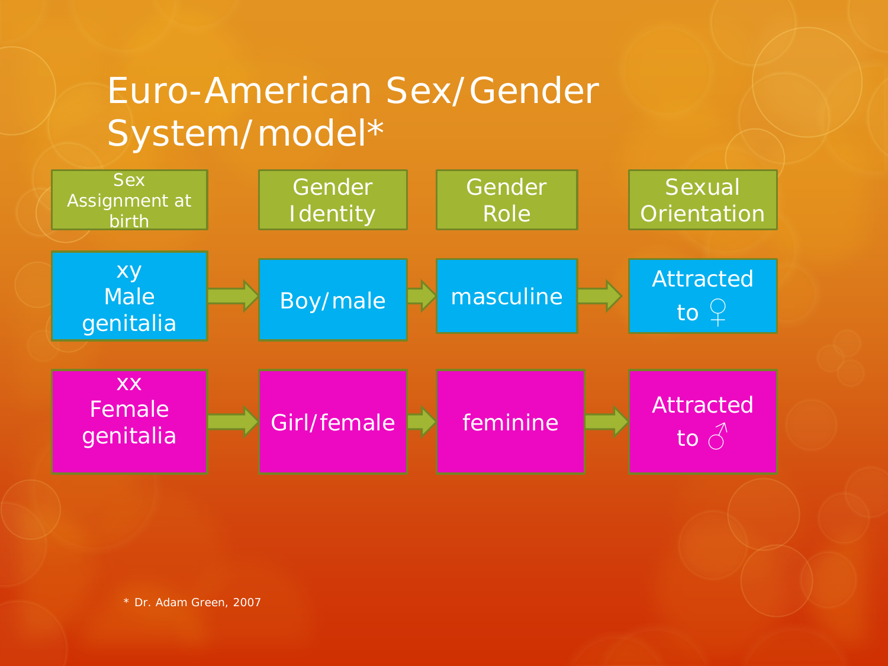# Euro-American Sex/Gender System/model*

| Sex Assignment at birth | | Gender Identity | | Gender Role | | Sexual Orientation |
|---|---|---|---|---|---|---|
| xy Male genitalia | → | Boy/male | → | masculine | → | Attracted to ♀ |
| xx Female genitalia | → | Girl/female | → | feminine | → | Attracted to ♂ |

* Dr. Adam Green, 2007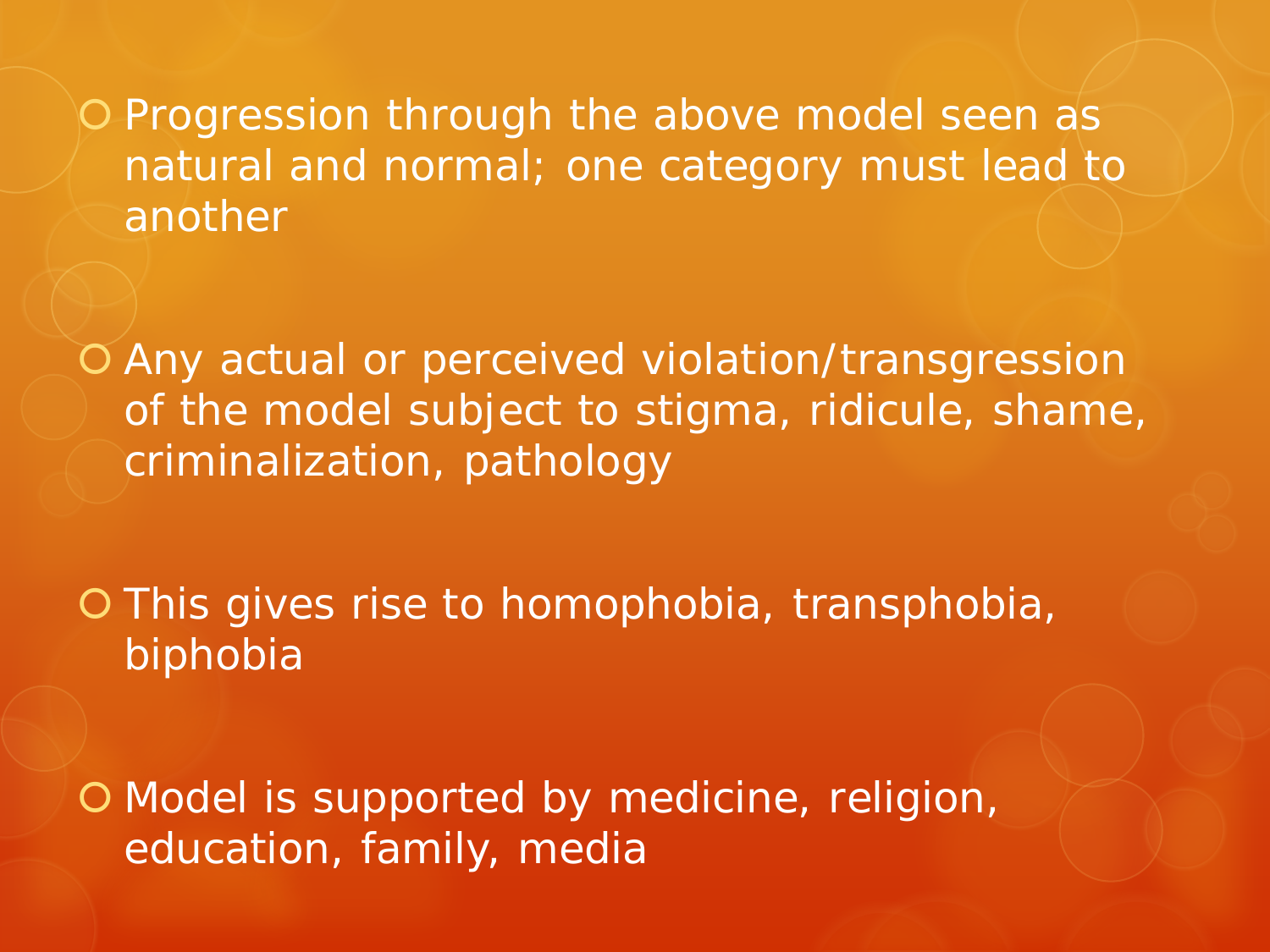- Progression through the above model seen as natural and normal; one category must lead to another

- Any actual or perceived violation/transgression of the model subject to stigma, ridicule, shame, criminalization, pathology

- This gives rise to homophobia, transphobia, biphobia

- Model is supported by medicine, religion, education, family, media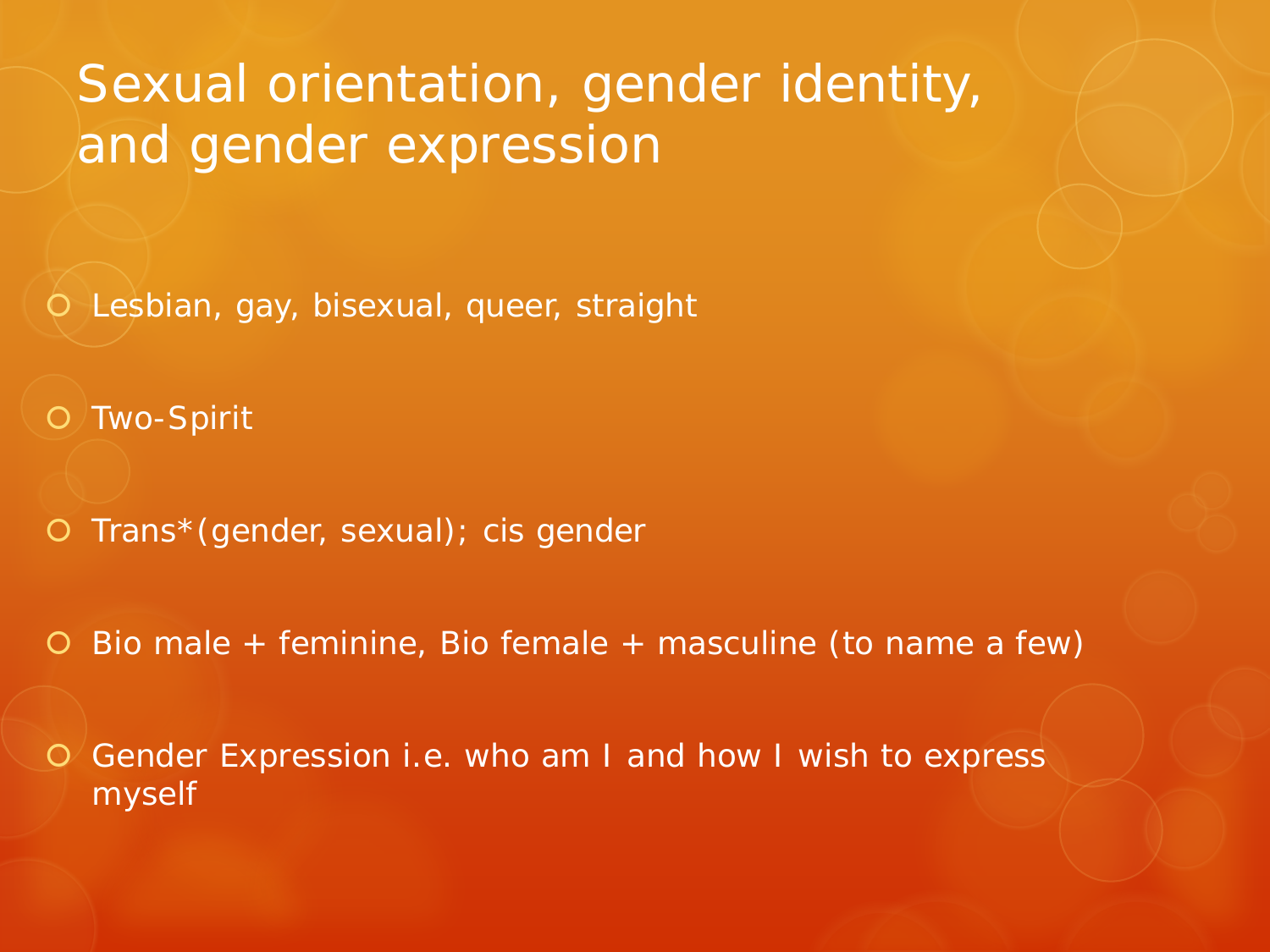# Sexual orientation, gender identity, and gender expression

- Lesbian, gay, bisexual, queer, straight
- Two-Spirit
- Trans*(gender, sexual); cis gender
- Bio male + feminine, Bio female + masculine (to name a few)
- Gender Expression i.e. who am I and how I wish to express myself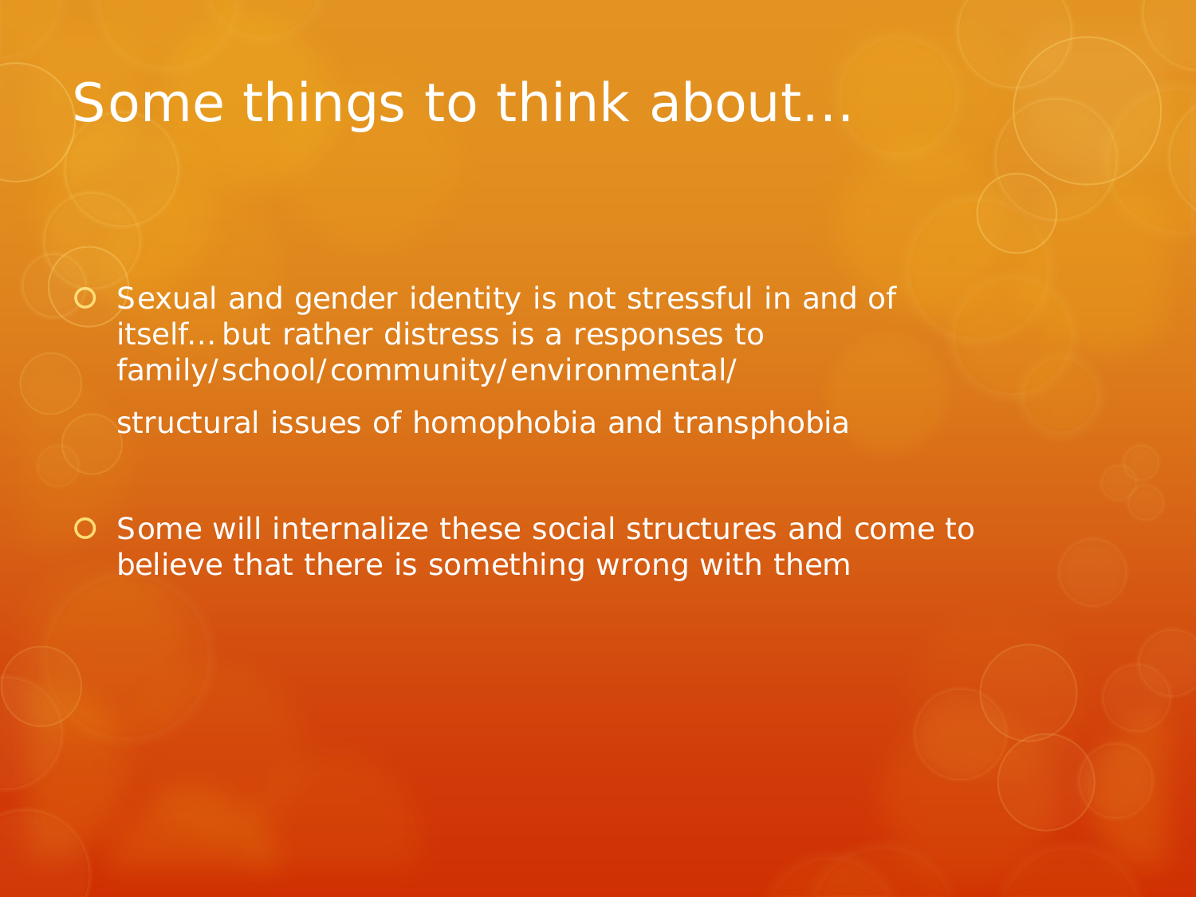# Some things to think about…

- Sexual and gender identity is not stressful in and of itself… but rather distress is a responses to family/school/community/environmental/

  structural issues of homophobia and transphobia

- Some will internalize these social structures and come to believe that there is something wrong with them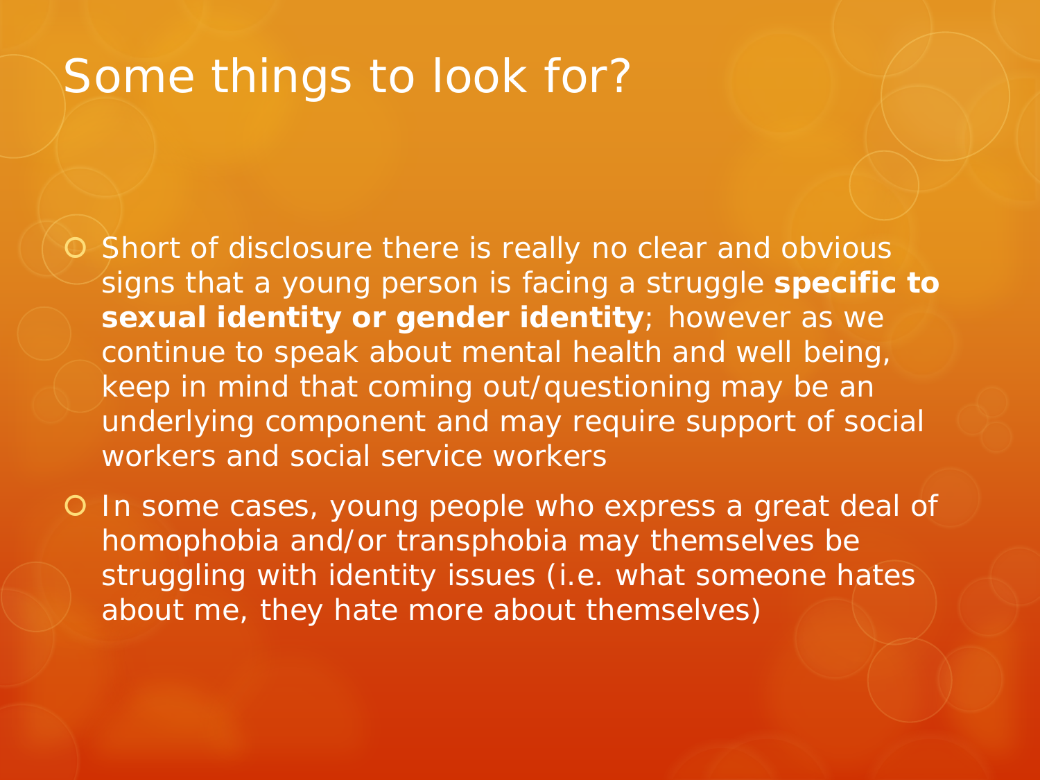# Some things to look for?

- Short of disclosure there is really no clear and obvious signs that a young person is facing a struggle **specific to sexual identity or gender identity**; however as we continue to speak about mental health and well being, keep in mind that coming out/questioning may be an underlying component and may require support of social workers and social service workers
- In some cases, young people who express a great deal of homophobia and/or transphobia may themselves be struggling with identity issues (i.e. what someone hates about me, they hate more about themselves)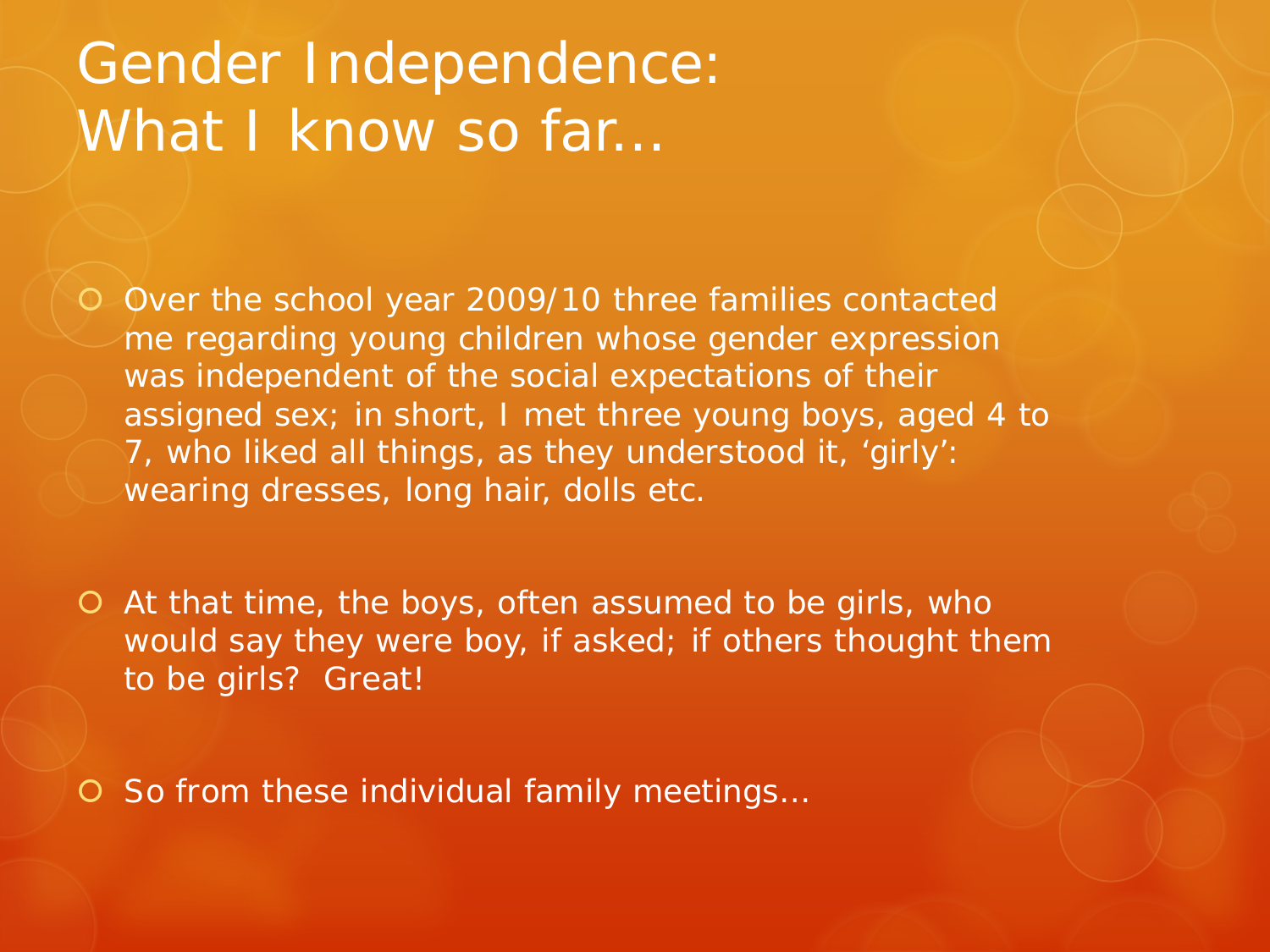# Gender Independence: What I know so far…

- Over the school year 2009/10 three families contacted me regarding young children whose gender expression was independent of the social expectations of their assigned sex; in short, I met three young boys, aged 4 to 7, who liked all things, as they understood it, 'girly': wearing dresses, long hair, dolls etc.

- At that time, the boys, often assumed to be girls, who would say they were boy, if asked; if others thought them to be girls? Great!

- So from these individual family meetings…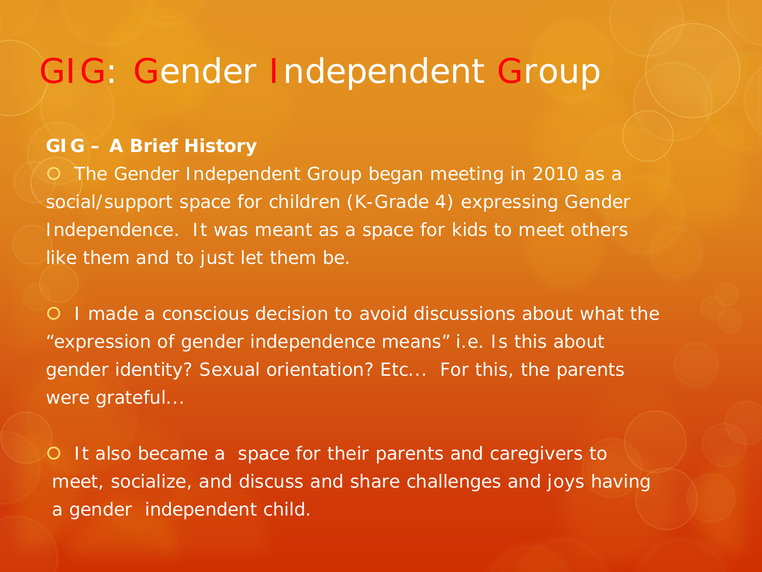# GIG: Gender Independent Group

**GIG – A Brief History**

- The Gender Independent Group began meeting in 2010 as a social/support space for children (K-Grade 4) expressing Gender Independence. It was meant as a space for kids to meet others like them and to just let them be.

- I made a conscious decision to avoid discussions about what the "expression of gender independence means" i.e. Is this about gender identity? Sexual orientation? Etc... For this, the parents were grateful...

- It also became a space for their parents and caregivers to meet, socialize, and discuss and share challenges and joys having a gender independent child.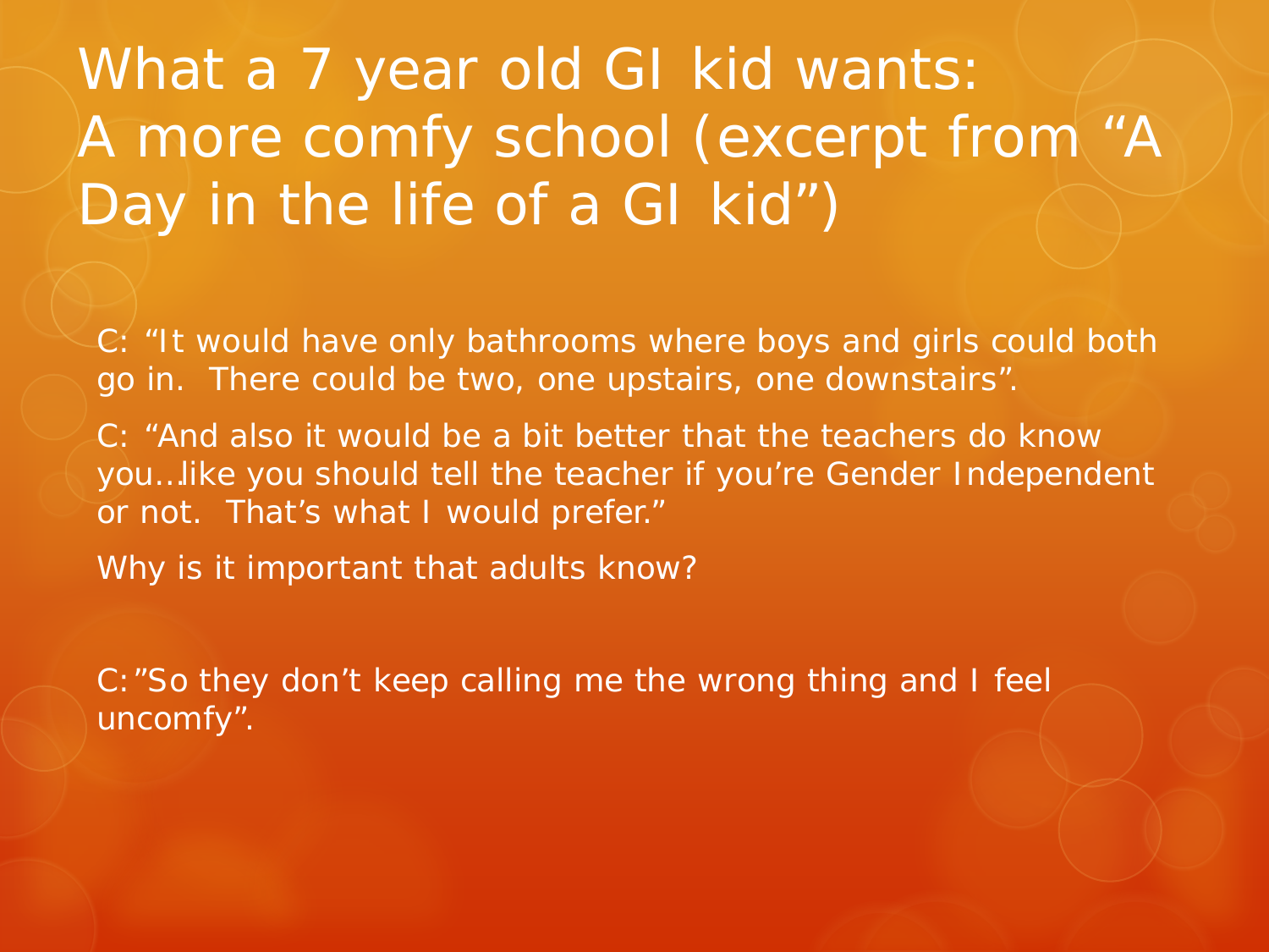# What a 7 year old GI kid wants: A more comfy school (excerpt from "A Day in the life of a GI kid")

C: "It would have only bathrooms where boys and girls could both go in. There could be two, one upstairs, one downstairs".

C: "And also it would be a bit better that the teachers do know you…like you should tell the teacher if you're Gender Independent or not. That's what I would prefer."

Why is it important that adults know?

C:"So they don't keep calling me the wrong thing and I feel uncomfy".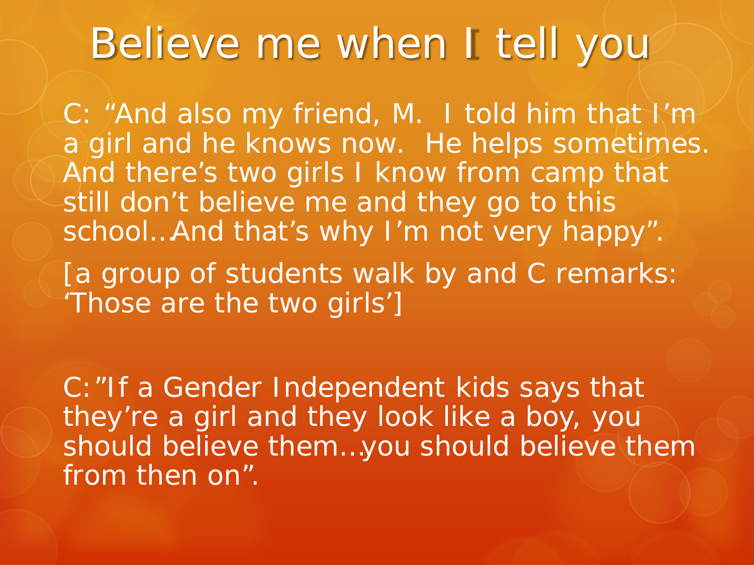# Believe me when I tell you

C: "And also my friend, M. I told him that I'm a girl and he knows now. He helps sometimes. And there's two girls I know from camp that still don't believe me and they go to this school…And that's why I'm not very happy".

[a group of students walk by and C remarks: 'Those are the two girls']

C:"If a Gender Independent kids says that they're a girl and they look like a boy, you should believe them…you should believe them from then on".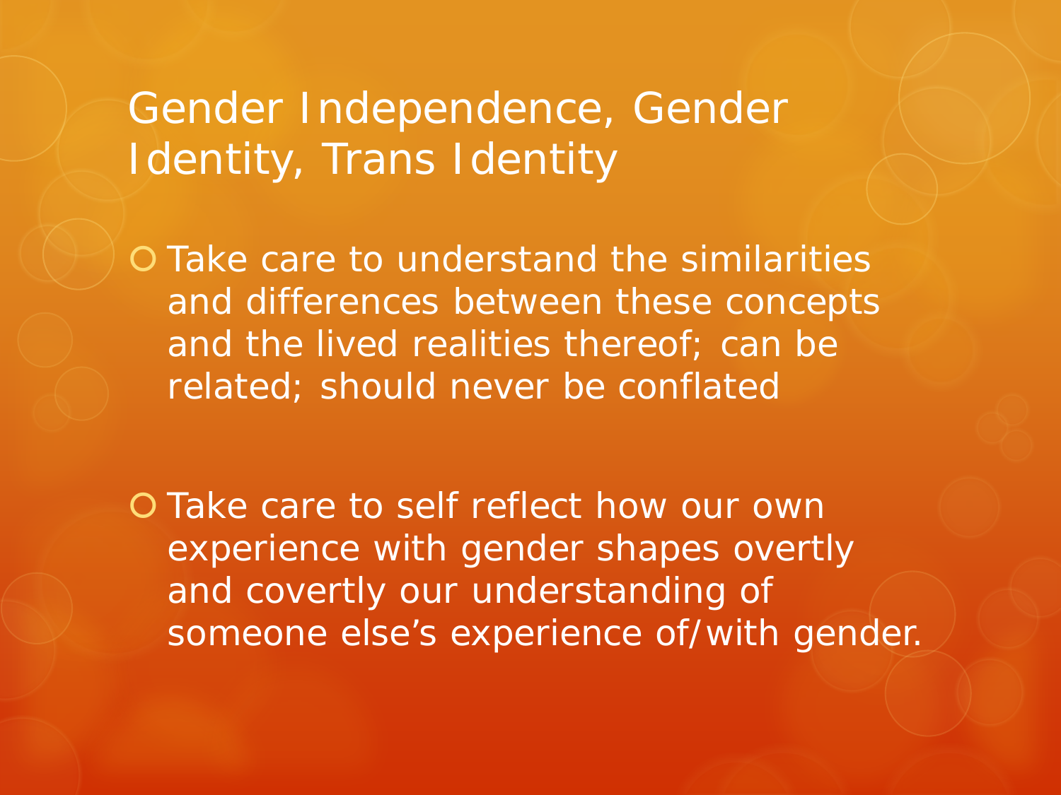# Gender Independence, Gender Identity, Trans Identity

- Take care to understand the similarities and differences between these concepts and the lived realities thereof; can be related; should never be conflated

- Take care to self reflect how our own experience with gender shapes overtly and covertly our understanding of someone else's experience of/with gender.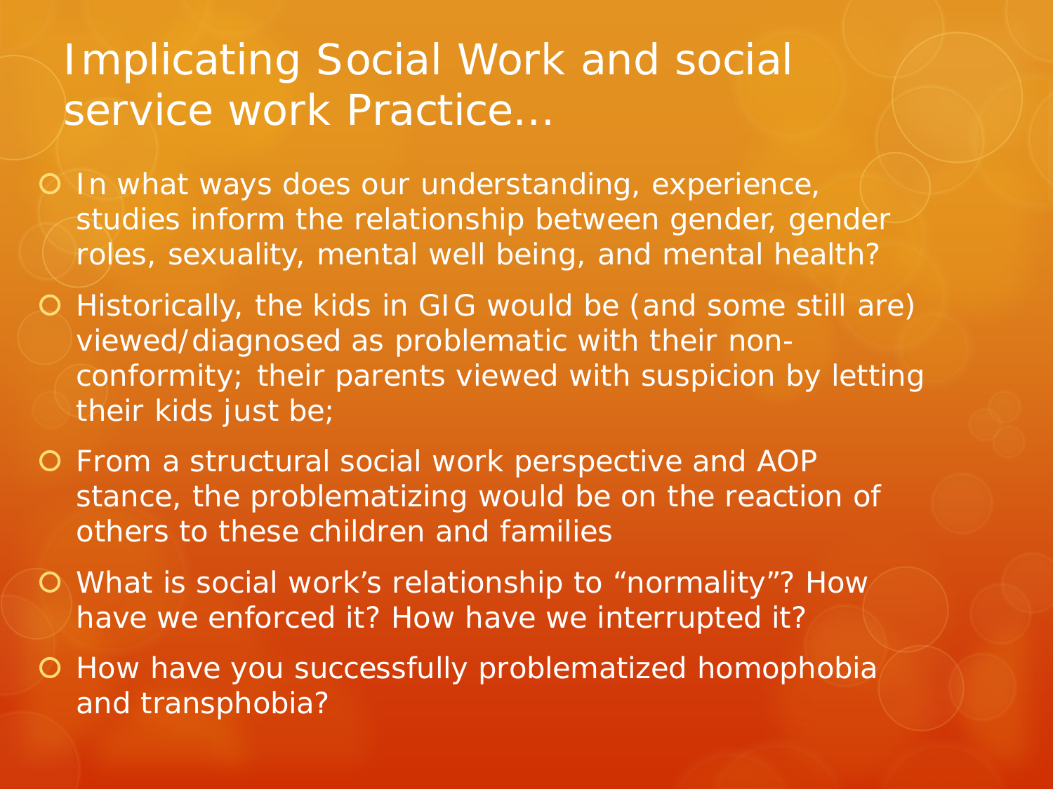# Implicating Social Work and social service work Practice…

- In what ways does our understanding, experience, studies inform the relationship between gender, gender roles, sexuality, mental well being, and mental health?
- Historically, the kids in GIG would be (and some still are) viewed/diagnosed as problematic with their non-conformity; their parents viewed with suspicion by letting their kids just be;
- From a structural social work perspective and AOP stance, the problematizing would be on the reaction of others to these children and families
- What is social work's relationship to "normality"? How have we enforced it? How have we interrupted it?
- How have you successfully problematized homophobia and transphobia?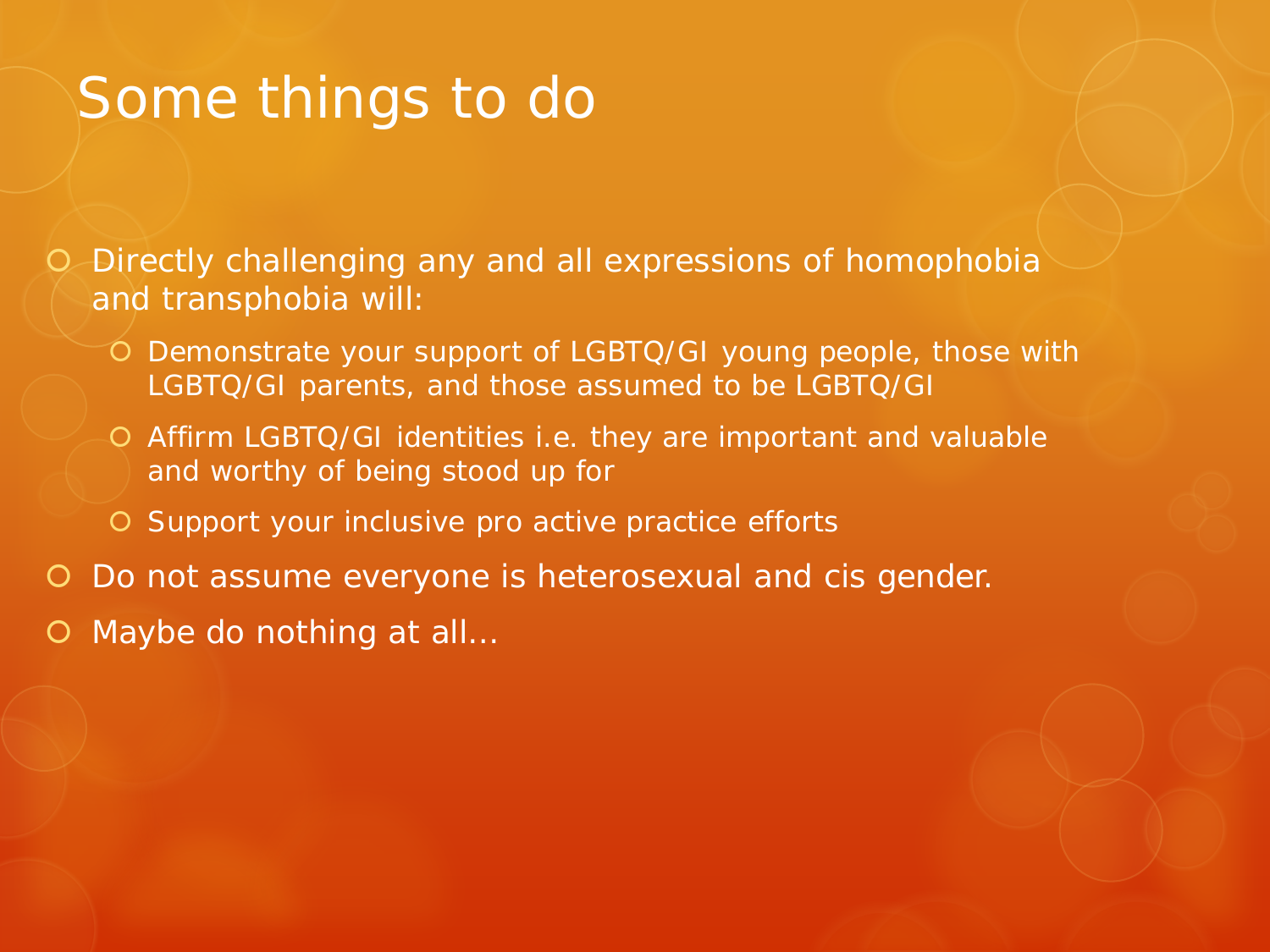# Some things to do

- Directly challenging any and all expressions of homophobia and transphobia will:
  - Demonstrate your support of LGBTQ/GI young people, those with LGBTQ/GI parents, and those assumed to be LGBTQ/GI
  - Affirm LGBTQ/GI identities i.e. they are important and valuable and worthy of being stood up for
  - Support your inclusive pro active practice efforts
- Do not assume everyone is heterosexual and cis gender.
- Maybe do nothing at all…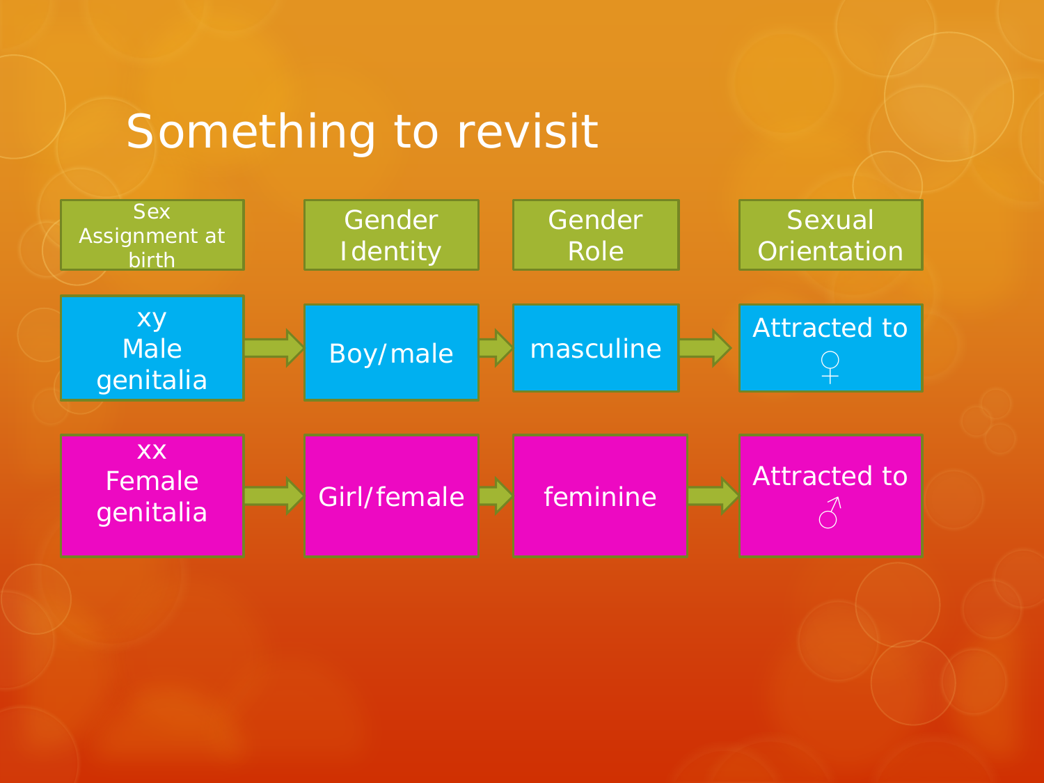# Something to revisit

| Sex Assignment at birth | Gender Identity | Gender Role | Sexual Orientation |
| --- | --- | --- | --- |
| xy Male genitalia → | Boy/male → | masculine → | Attracted to ♀ |
| xx Female genitalia → | Girl/female → | feminine → | Attracted to ♂ |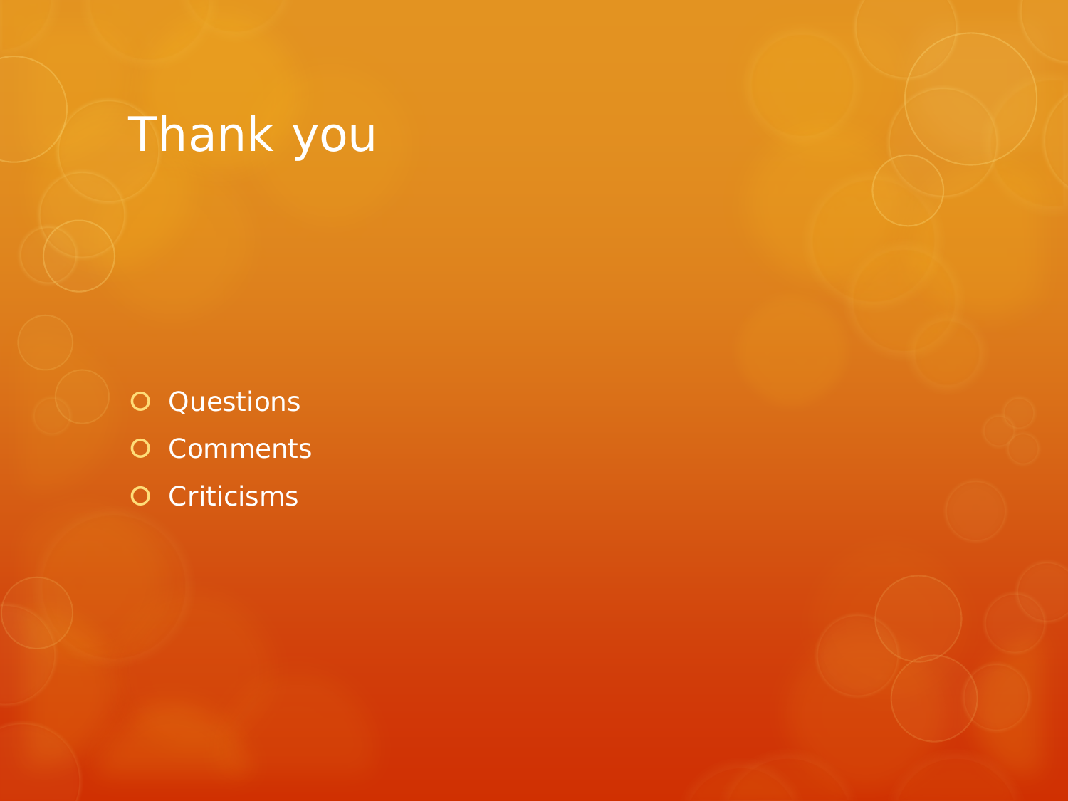# Thank you

- Questions
- Comments
- Criticisms